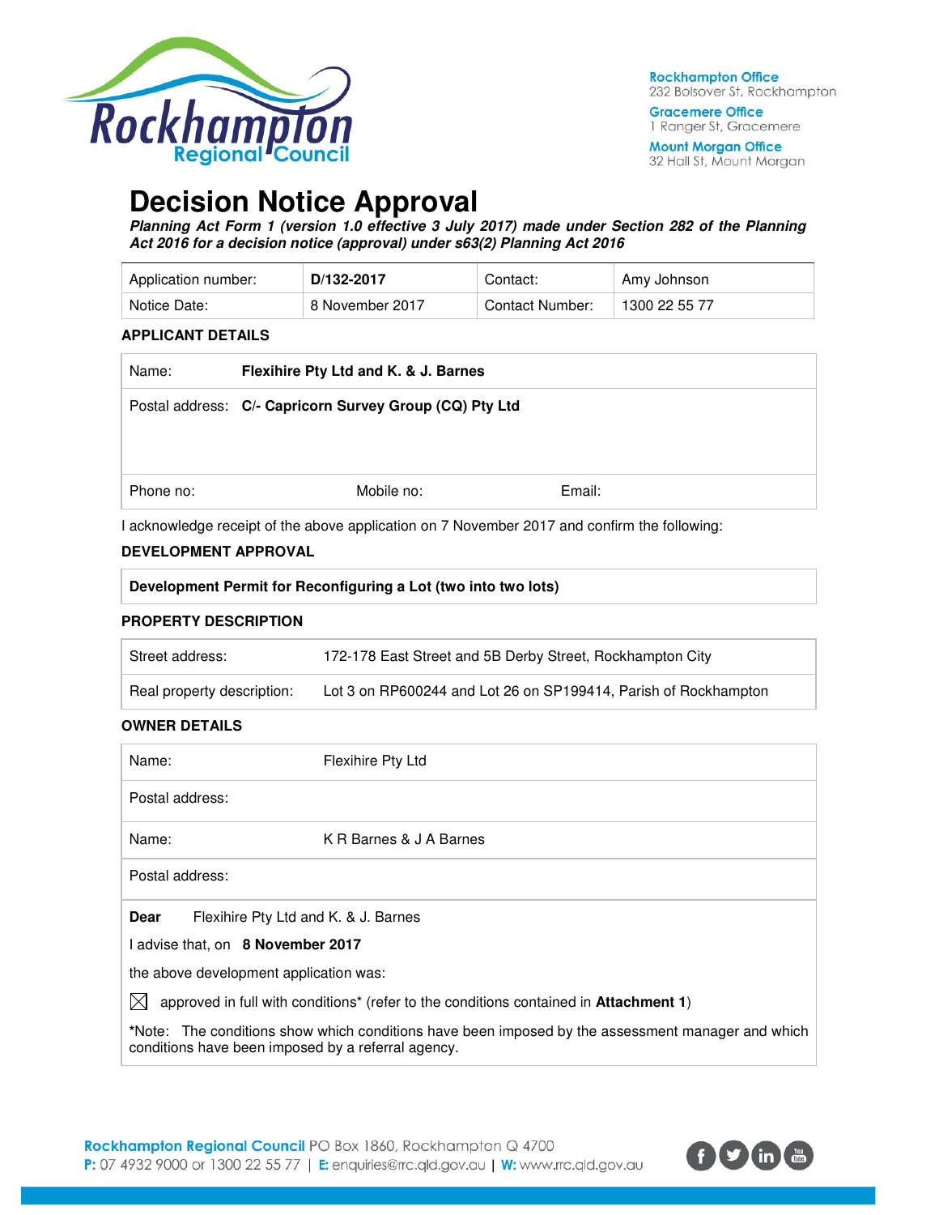Rockhampton Office
232 Bolsover St, Rockhampton

Gracemere Office
1 Ranger St, Gracemere

Mount Morgan Office
32 Hall St, Mount Morgan

# Decision Notice Approval

***Planning Act Form 1 (version 1.0 effective 3 July 2017) made under Section 282 of the Planning Act 2016 for a decision notice (approval) under s63(2) Planning Act 2016***

| Application number: | **D/132-2017** | Contact: | Amy Johnson |
|---|---|---|---|
| Notice Date: | 8 November 2017 | Contact Number: | 1300 22 55 77 |

### APPLICANT DETAILS

| | | | |
|---|---|---|---|
| Name: | **Flexihire Pty Ltd and K. & J. Barnes** | | |
| Postal address: | **C/- Capricorn Survey Group (CQ) Pty Ltd** | | |
| Phone no: | Mobile no: | Email: | |

I acknowledge receipt of the above application on 7 November 2017 and confirm the following:

### DEVELOPMENT APPROVAL

**Development Permit for Reconfiguring a Lot (two into two lots)**

### PROPERTY DESCRIPTION

| | |
|---|---|
| Street address: | 172-178 East Street and 5B Derby Street, Rockhampton City |
| Real property description: | Lot 3 on RP600244 and Lot 26 on SP199414, Parish of Rockhampton |

### OWNER DETAILS

| | |
|---|---|
| Name: | Flexihire Pty Ltd |
| Postal address: | |
| Name: | K R Barnes & J A Barnes |
| Postal address: | |

**Dear** Flexihire Pty Ltd and K. & J. Barnes

I advise that, on **8 November 2017**

the above development application was:

☒ approved in full with conditions* (refer to the conditions contained in **Attachment 1**)

***Note:** The conditions show which conditions have been imposed by the assessment manager and which conditions have been imposed by a referral agency.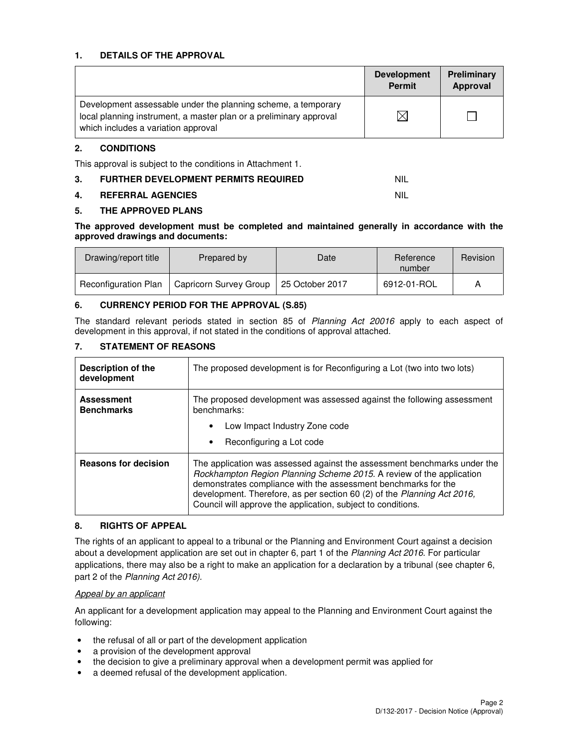## 1. DETAILS OF THE APPROVAL

| | Development Permit | Preliminary Approval |
|---|---|---|
| Development assessable under the planning scheme, a temporary local planning instrument, a master plan or a preliminary approval which includes a variation approval | ☒ | ☐ |

## 2. CONDITIONS

This approval is subject to the conditions in Attachment 1.

## 3. FURTHER DEVELOPMENT PERMITS REQUIRED NIL

## 4. REFERRAL AGENCIES NIL

## 5. THE APPROVED PLANS

**The approved development must be completed and maintained generally in accordance with the approved drawings and documents:**

| Drawing/report title | Prepared by | Date | Reference number | Revision |
|---|---|---|---|---|
| Reconfiguration Plan | Capricorn Survey Group | 25 October 2017 | 6912-01-ROL | A |

## 6. CURRENCY PERIOD FOR THE APPROVAL (S.85)

The standard relevant periods stated in section 85 of *Planning Act 20016* apply to each aspect of development in this approval, if not stated in the conditions of approval attached.

## 7. STATEMENT OF REASONS

| | |
|---|---|
| **Description of the development** | The proposed development is for Reconfiguring a Lot (two into two lots) |
| **Assessment Benchmarks** | The proposed development was assessed against the following assessment benchmarks:<br>• Low Impact Industry Zone code<br>• Reconfiguring a Lot code |
| **Reasons for decision** | The application was assessed against the assessment benchmarks under the *Rockhampton Region Planning Scheme 2015*. A review of the application demonstrates compliance with the assessment benchmarks for the development. Therefore, as per section 60 (2) of the *Planning Act 2016,* Council will approve the application, subject to conditions. |

## 8. RIGHTS OF APPEAL

The rights of an applicant to appeal to a tribunal or the Planning and Environment Court against a decision about a development application are set out in chapter 6, part 1 of the *Planning Act 2016*. For particular applications, there may also be a right to make an application for a declaration by a tribunal (see chapter 6, part 2 of the *Planning Act 2016).*

*Appeal by an applicant*

An applicant for a development application may appeal to the Planning and Environment Court against the following:

- the refusal of all or part of the development application
- a provision of the development approval
- the decision to give a preliminary approval when a development permit was applied for
- a deemed refusal of the development application.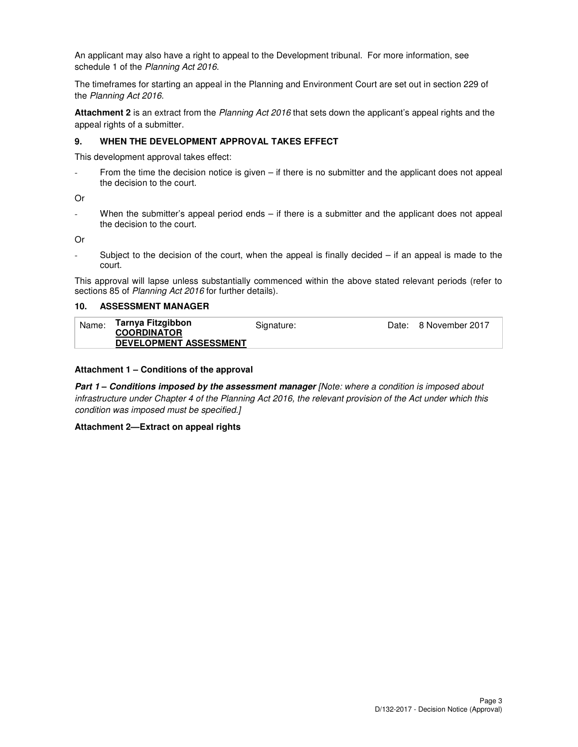An applicant may also have a right to appeal to the Development tribunal. For more information, see schedule 1 of the *Planning Act 2016*.

The timeframes for starting an appeal in the Planning and Environment Court are set out in section 229 of the *Planning Act 2016*.

**Attachment 2** is an extract from the *Planning Act 2016* that sets down the applicant's appeal rights and the appeal rights of a submitter.

## 9. WHEN THE DEVELOPMENT APPROVAL TAKES EFFECT

This development approval takes effect:

- From the time the decision notice is given – if there is no submitter and the applicant does not appeal the decision to the court.

Or

- When the submitter's appeal period ends – if there is a submitter and the applicant does not appeal the decision to the court.

Or

- Subject to the decision of the court, when the appeal is finally decided – if an appeal is made to the court.

This approval will lapse unless substantially commenced within the above stated relevant periods (refer to sections 85 of *Planning Act 2016* for further details).

## 10. ASSESSMENT MANAGER

| Name: | **Tarnya Fitzgibbon**<br>**COORDINATOR**<br>**DEVELOPMENT ASSESSMENT** | Signature: | Date: | 8 November 2017 |
|---|---|---|---|---|

**Attachment 1 – Conditions of the approval**

***Part 1 – Conditions imposed by the assessment manager*** *[Note: where a condition is imposed about infrastructure under Chapter 4 of the Planning Act 2016, the relevant provision of the Act under which this condition was imposed must be specified.]*

**Attachment 2—Extract on appeal rights**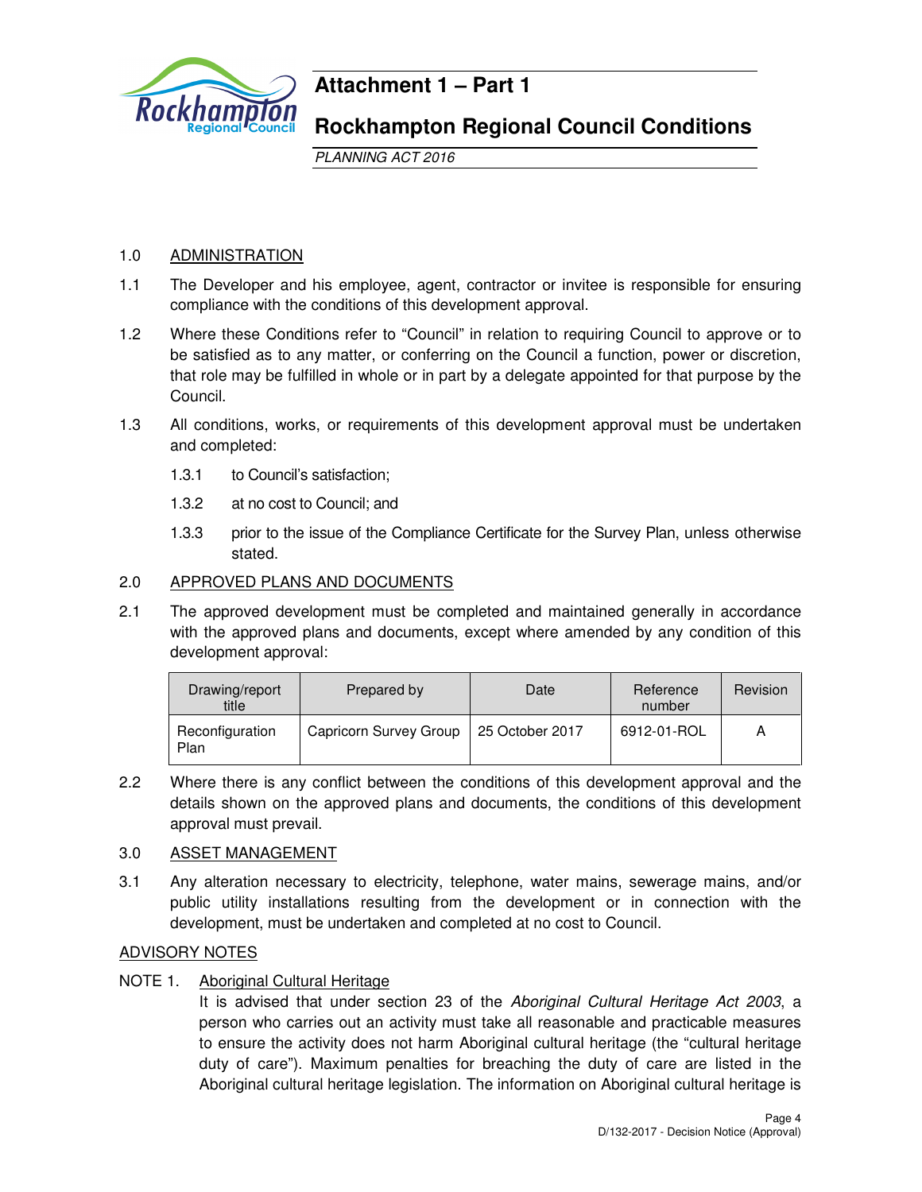# Attachment 1 – Part 1

# Rockhampton Regional Council Conditions

*PLANNING ACT 2016*

1.0 ADMINISTRATION

1.1 The Developer and his employee, agent, contractor or invitee is responsible for ensuring compliance with the conditions of this development approval.

1.2 Where these Conditions refer to "Council" in relation to requiring Council to approve or to be satisfied as to any matter, or conferring on the Council a function, power or discretion, that role may be fulfilled in whole or in part by a delegate appointed for that purpose by the Council.

1.3 All conditions, works, or requirements of this development approval must be undertaken and completed:

1.3.1 to Council's satisfaction;

1.3.2 at no cost to Council; and

1.3.3 prior to the issue of the Compliance Certificate for the Survey Plan, unless otherwise stated.

2.0 APPROVED PLANS AND DOCUMENTS

2.1 The approved development must be completed and maintained generally in accordance with the approved plans and documents, except where amended by any condition of this development approval:

| Drawing/report title | Prepared by | Date | Reference number | Revision |
|---|---|---|---|---|
| Reconfiguration Plan | Capricorn Survey Group | 25 October 2017 | 6912-01-ROL | A |

2.2 Where there is any conflict between the conditions of this development approval and the details shown on the approved plans and documents, the conditions of this development approval must prevail.

3.0 ASSET MANAGEMENT

3.1 Any alteration necessary to electricity, telephone, water mains, sewerage mains, and/or public utility installations resulting from the development or in connection with the development, must be undertaken and completed at no cost to Council.

ADVISORY NOTES

NOTE 1. Aboriginal Cultural Heritage

It is advised that under section 23 of the *Aboriginal Cultural Heritage Act 2003*, a person who carries out an activity must take all reasonable and practicable measures to ensure the activity does not harm Aboriginal cultural heritage (the "cultural heritage duty of care"). Maximum penalties for breaching the duty of care are listed in the Aboriginal cultural heritage legislation. The information on Aboriginal cultural heritage is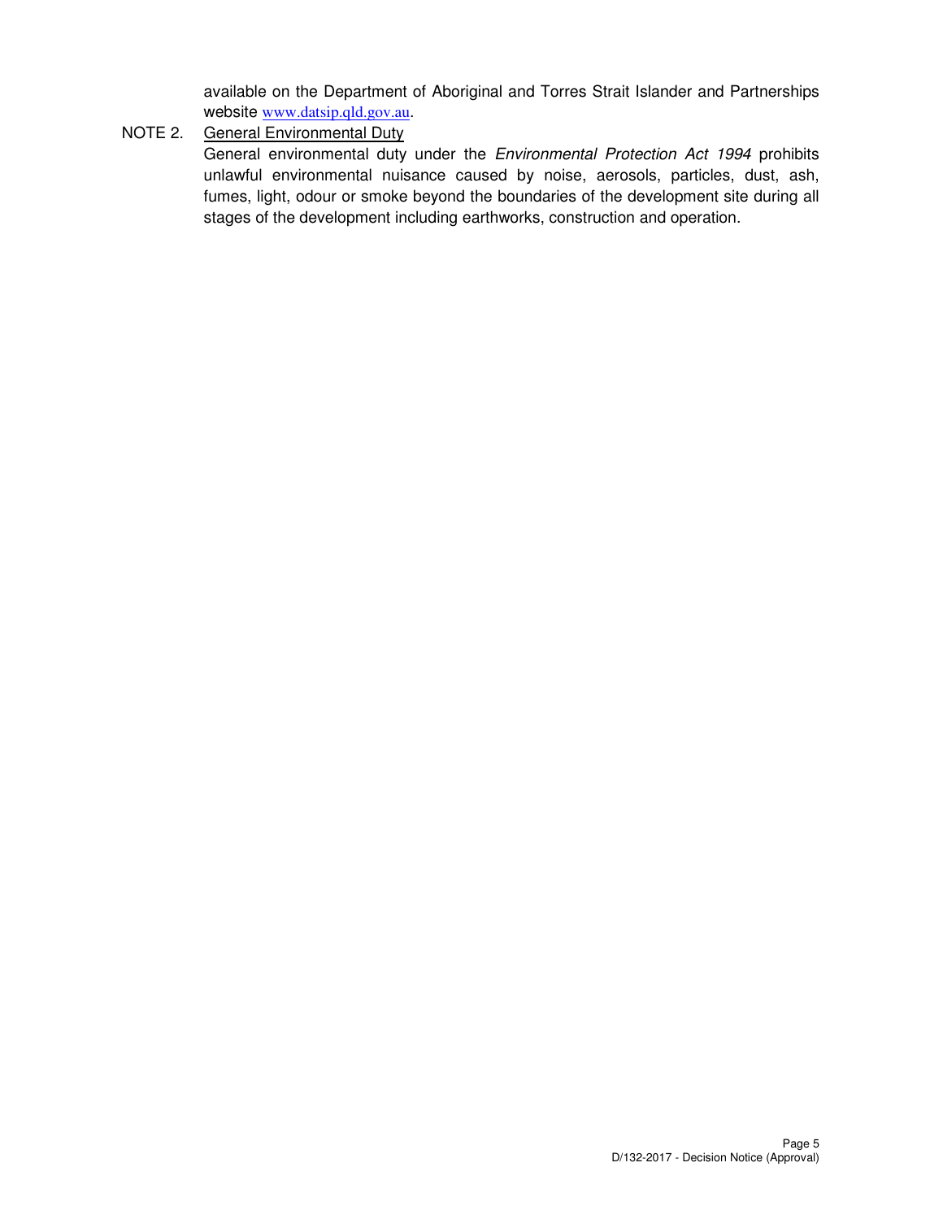available on the Department of Aboriginal and Torres Strait Islander and Partnerships website www.datsip.qld.gov.au.

NOTE 2. <u>General Environmental Duty</u>

General environmental duty under the *Environmental Protection Act 1994* prohibits unlawful environmental nuisance caused by noise, aerosols, particles, dust, ash, fumes, light, odour or smoke beyond the boundaries of the development site during all stages of the development including earthworks, construction and operation.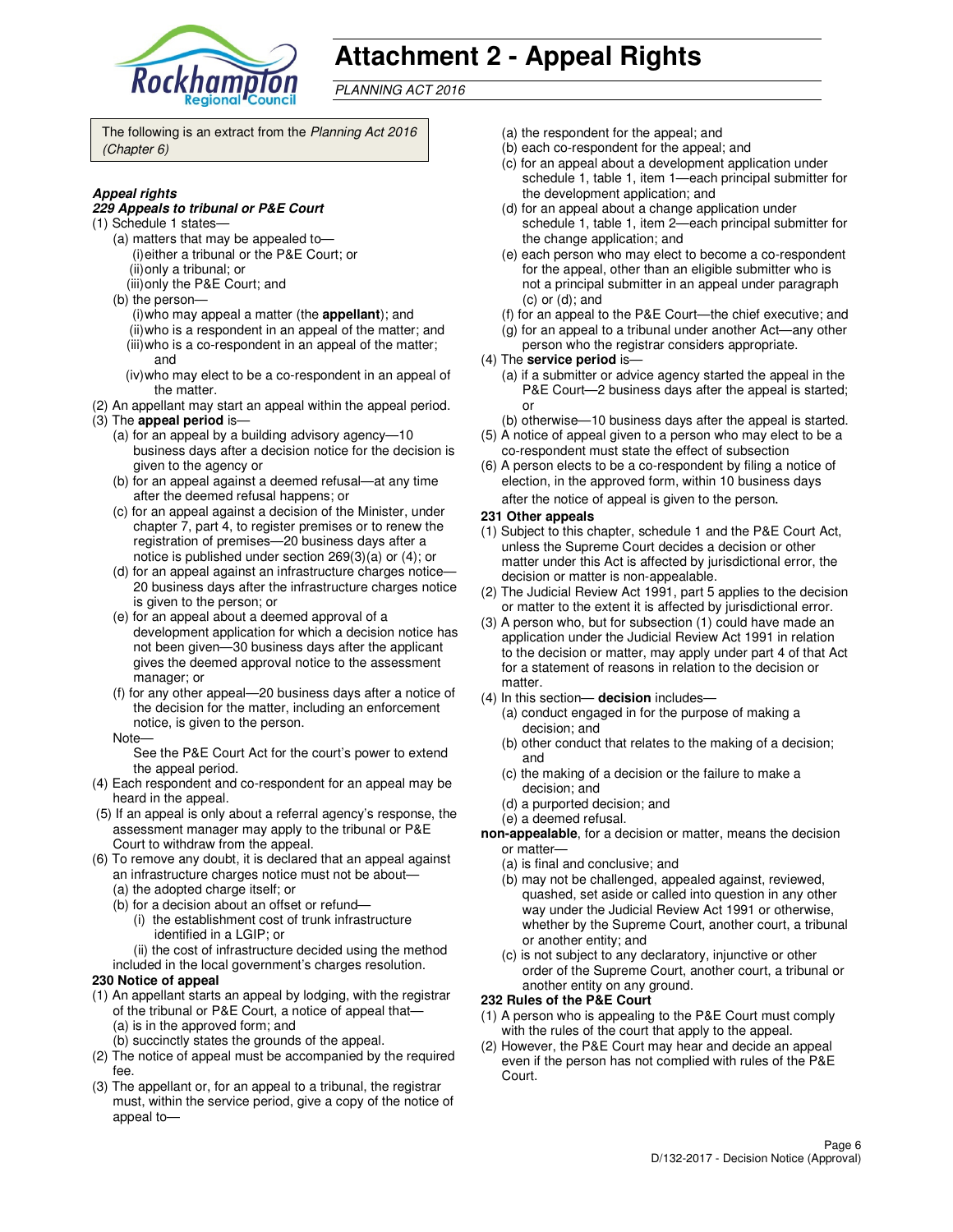# Attachment 2 - Appeal Rights

*PLANNING ACT 2016*

The following is an extract from the *Planning Act 2016 (Chapter 6)*

***Appeal rights***

***229 Appeals to tribunal or P&E Court***

(1) Schedule 1 states—

- (a) matters that may be appealed to—
  - (i) either a tribunal or the P&E Court; or
  - (ii) only a tribunal; or
  - (iii) only the P&E Court; and
- (b) the person—
  - (i) who may appeal a matter (the **appellant**); and
  - (ii) who is a respondent in an appeal of the matter; and
  - (iii) who is a co-respondent in an appeal of the matter; and
  - (iv) who may elect to be a co-respondent in an appeal of the matter.

(2) An appellant may start an appeal within the appeal period.

(3) The **appeal period** is—

- (a) for an appeal by a building advisory agency—10 business days after a decision notice for the decision is given to the agency or
- (b) for an appeal against a deemed refusal—at any time after the deemed refusal happens; or
- (c) for an appeal against a decision of the Minister, under chapter 7, part 4, to register premises or to renew the registration of premises—20 business days after a notice is published under section 269(3)(a) or (4); or
- (d) for an appeal against an infrastructure charges notice—20 business days after the infrastructure charges notice is given to the person; or
- (e) for an appeal about a deemed approval of a development application for which a decision notice has not been given—30 business days after the applicant gives the deemed approval notice to the assessment manager; or
- (f) for any other appeal—20 business days after a notice of the decision for the matter, including an enforcement notice, is given to the person.

Note—

See the P&E Court Act for the court's power to extend the appeal period.

(4) Each respondent and co-respondent for an appeal may be heard in the appeal.

(5) If an appeal is only about a referral agency's response, the assessment manager may apply to the tribunal or P&E Court to withdraw from the appeal.

(6) To remove any doubt, it is declared that an appeal against an infrastructure charges notice must not be about—

- (a) the adopted charge itself; or
- (b) for a decision about an offset or refund—
  - (i) the establishment cost of trunk infrastructure identified in a LGIP; or
  - (ii) the cost of infrastructure decided using the method

included in the local government's charges resolution.

**230 Notice of appeal**

(1) An appellant starts an appeal by lodging, with the registrar of the tribunal or P&E Court, a notice of appeal that—

- (a) is in the approved form; and
- (b) succinctly states the grounds of the appeal.

(2) The notice of appeal must be accompanied by the required fee.

(3) The appellant or, for an appeal to a tribunal, the registrar must, within the service period, give a copy of the notice of appeal to—

- (a) the respondent for the appeal; and
- (b) each co-respondent for the appeal; and
- (c) for an appeal about a development application under schedule 1, table 1, item 1—each principal submitter for the development application; and
- (d) for an appeal about a change application under schedule 1, table 1, item 2—each principal submitter for the change application; and
- (e) each person who may elect to become a co-respondent for the appeal, other than an eligible submitter who is not a principal submitter in an appeal under paragraph (c) or (d); and
- (f) for an appeal to the P&E Court—the chief executive; and
- (g) for an appeal to a tribunal under another Act—any other person who the registrar considers appropriate.

(4) The **service period** is—

- (a) if a submitter or advice agency started the appeal in the P&E Court—2 business days after the appeal is started; or
- (b) otherwise—10 business days after the appeal is started.

(5) A notice of appeal given to a person who may elect to be a co-respondent must state the effect of subsection

(6) A person elects to be a co-respondent by filing a notice of election, in the approved form, within 10 business days after the notice of appeal is given to the person.

**231 Other appeals**

(1) Subject to this chapter, schedule 1 and the P&E Court Act, unless the Supreme Court decides a decision or other matter under this Act is affected by jurisdictional error, the decision or matter is non-appealable.

(2) The Judicial Review Act 1991, part 5 applies to the decision or matter to the extent it is affected by jurisdictional error.

(3) A person who, but for subsection (1) could have made an application under the Judicial Review Act 1991 in relation to the decision or matter, may apply under part 4 of that Act for a statement of reasons in relation to the decision or matter.

(4) In this section— **decision** includes—

- (a) conduct engaged in for the purpose of making a decision; and
- (b) other conduct that relates to the making of a decision; and
- (c) the making of a decision or the failure to make a decision; and
- (d) a purported decision; and
- (e) a deemed refusal.

**non-appealable**, for a decision or matter, means the decision or matter—

- (a) is final and conclusive; and
- (b) may not be challenged, appealed against, reviewed, quashed, set aside or called into question in any other way under the Judicial Review Act 1991 or otherwise, whether by the Supreme Court, another court, a tribunal or another entity; and
- (c) is not subject to any declaratory, injunctive or other order of the Supreme Court, another court, a tribunal or another entity on any ground.

**232 Rules of the P&E Court**

(1) A person who is appealing to the P&E Court must comply with the rules of the court that apply to the appeal.

(2) However, the P&E Court may hear and decide an appeal even if the person has not complied with rules of the P&E Court.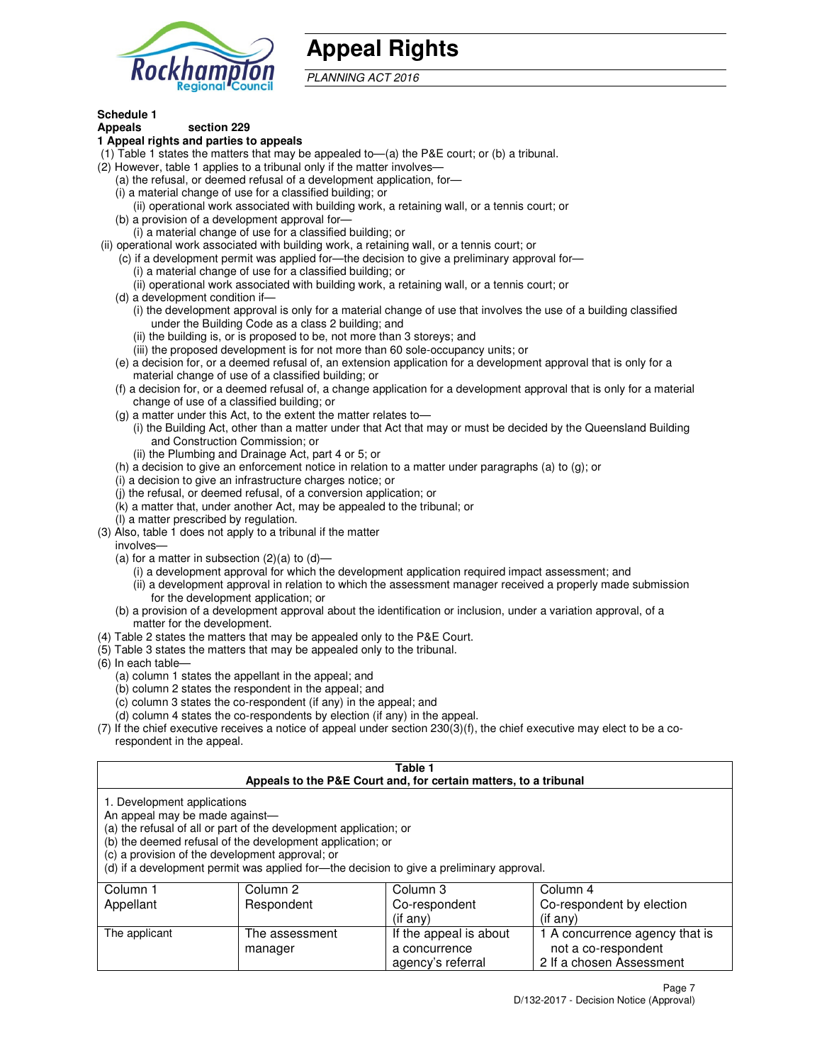# Appeal Rights

*PLANNING ACT 2016*

**Schedule 1**
**Appeals section 229**
**1 Appeal rights and parties to appeals**

(1) Table 1 states the matters that may be appealed to—(a) the P&E court; or (b) a tribunal.

(2) However, table 1 applies to a tribunal only if the matter involves—

(a) the refusal, or deemed refusal of a development application, for—

(i) a material change of use for a classified building; or

(ii) operational work associated with building work, a retaining wall, or a tennis court; or

(b) a provision of a development approval for—

(i) a material change of use for a classified building; or

(ii) operational work associated with building work, a retaining wall, or a tennis court; or

(c) if a development permit was applied for—the decision to give a preliminary approval for—

(i) a material change of use for a classified building; or

(ii) operational work associated with building work, a retaining wall, or a tennis court; or

(d) a development condition if—

(i) the development approval is only for a material change of use that involves the use of a building classified under the Building Code as a class 2 building; and

(ii) the building is, or is proposed to be, not more than 3 storeys; and

(iii) the proposed development is for not more than 60 sole-occupancy units; or

(e) a decision for, or a deemed refusal of, an extension application for a development approval that is only for a material change of use of a classified building; or

(f) a decision for, or a deemed refusal of, a change application for a development approval that is only for a material change of use of a classified building; or

(g) a matter under this Act, to the extent the matter relates to—

(i) the Building Act, other than a matter under that Act that may or must be decided by the Queensland Building and Construction Commission; or

(ii) the Plumbing and Drainage Act, part 4 or 5; or

(h) a decision to give an enforcement notice in relation to a matter under paragraphs (a) to (g); or

(i) a decision to give an infrastructure charges notice; or

(j) the refusal, or deemed refusal, of a conversion application; or

(k) a matter that, under another Act, may be appealed to the tribunal; or

(l) a matter prescribed by regulation.

(3) Also, table 1 does not apply to a tribunal if the matter involves—

(a) for a matter in subsection (2)(a) to (d)—

(i) a development approval for which the development application required impact assessment; and

(ii) a development approval in relation to which the assessment manager received a properly made submission for the development application; or

(b) a provision of a development approval about the identification or inclusion, under a variation approval, of a matter for the development.

(4) Table 2 states the matters that may be appealed only to the P&E Court.

(5) Table 3 states the matters that may be appealed only to the tribunal.

(6) In each table—

(a) column 1 states the appellant in the appeal; and

(b) column 2 states the respondent in the appeal; and

(c) column 3 states the co-respondent (if any) in the appeal; and

(d) column 4 states the co-respondents by election (if any) in the appeal.

(7) If the chief executive receives a notice of appeal under section 230(3)(f), the chief executive may elect to be a co-respondent in the appeal.

**Table 1**
**Appeals to the P&E Court and, for certain matters, to a tribunal**

1. Development applications
An appeal may be made against—
(a) the refusal of all or part of the development application; or
(b) the deemed refusal of the development application; or
(c) a provision of the development approval; or
(d) if a development permit was applied for—the decision to give a preliminary approval.

| Column 1<br>Appellant | Column 2<br>Respondent | Column 3<br>Co-respondent<br>(if any) | Column 4<br>Co-respondent by election<br>(if any) |
|---|---|---|---|
| The applicant | The assessment manager | If the appeal is about a concurrence agency's referral | 1 A concurrence agency that is not a co-respondent<br>2 If a chosen Assessment |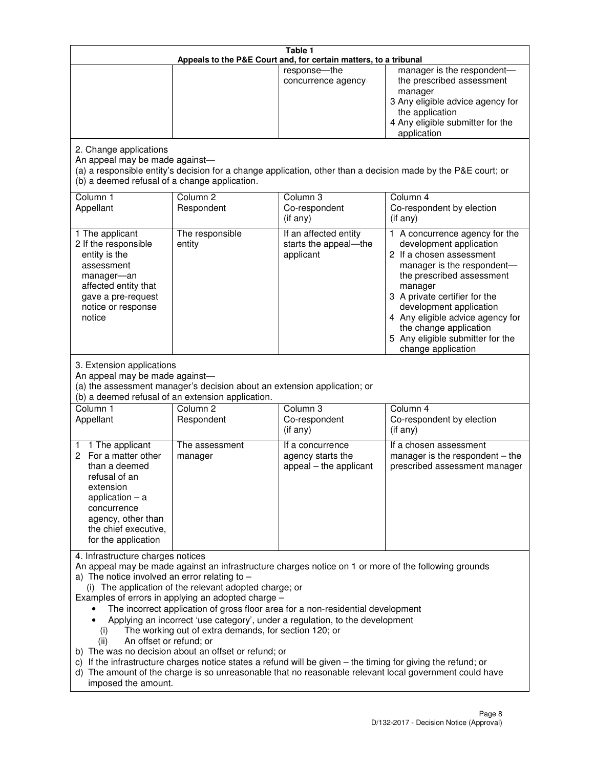**Table 1**
**Appeals to the P&E Court and, for certain matters, to a tribunal**

| | | | |
|---|---|---|---|
| | | response—the concurrence agency | manager is the respondent—the prescribed assessment manager<br>3 Any eligible advice agency for the application<br>4 Any eligible submitter for the application |

2. Change applications

An appeal may be made against—

(a) a responsible entity's decision for a change application, other than a decision made by the P&E court; or

(b) a deemed refusal of a change application.

| Column 1<br>Appellant | Column 2<br>Respondent | Column 3<br>Co-respondent<br>(if any) | Column 4<br>Co-respondent by election<br>(if any) |
|---|---|---|---|
| 1 The applicant<br>2 If the responsible entity is the assessment manager—an affected entity that gave a pre-request notice or response notice | The responsible entity | If an affected entity starts the appeal—the applicant | 1 A concurrence agency for the development application<br>2 If a chosen assessment manager is the respondent—the prescribed assessment manager<br>3 A private certifier for the development application<br>4 Any eligible advice agency for the change application<br>5 Any eligible submitter for the change application |

3. Extension applications

An appeal may be made against—

(a) the assessment manager's decision about an extension application; or

(b) a deemed refusal of an extension application.

| Column 1<br>Appellant | Column 2<br>Respondent | Column 3<br>Co-respondent<br>(if any) | Column 4<br>Co-respondent by election<br>(if any) |
|---|---|---|---|
| 1 1 The applicant<br>2 For a matter other than a deemed refusal of an extension application – a concurrence agency, other than the chief executive, for the application | The assessment manager | If a concurrence agency starts the appeal – the applicant | If a chosen assessment manager is the respondent – the prescribed assessment manager |

4. Infrastructure charges notices

An appeal may be made against an infrastructure charges notice on 1 or more of the following grounds

a) The notice involved an error relating to –

(i) The application of the relevant adopted charge; or

Examples of errors in applying an adopted charge –

- The incorrect application of gross floor area for a non-residential development
- Applying an incorrect 'use category', under a regulation, to the development

(i) The working out of extra demands, for section 120; or

(ii) An offset or refund; or

b) The was no decision about an offset or refund; or

c) If the infrastructure charges notice states a refund will be given – the timing for giving the refund; or

d) The amount of the charge is so unreasonable that no reasonable relevant local government could have imposed the amount.

D/132-2017 - Decision Notice (Approval)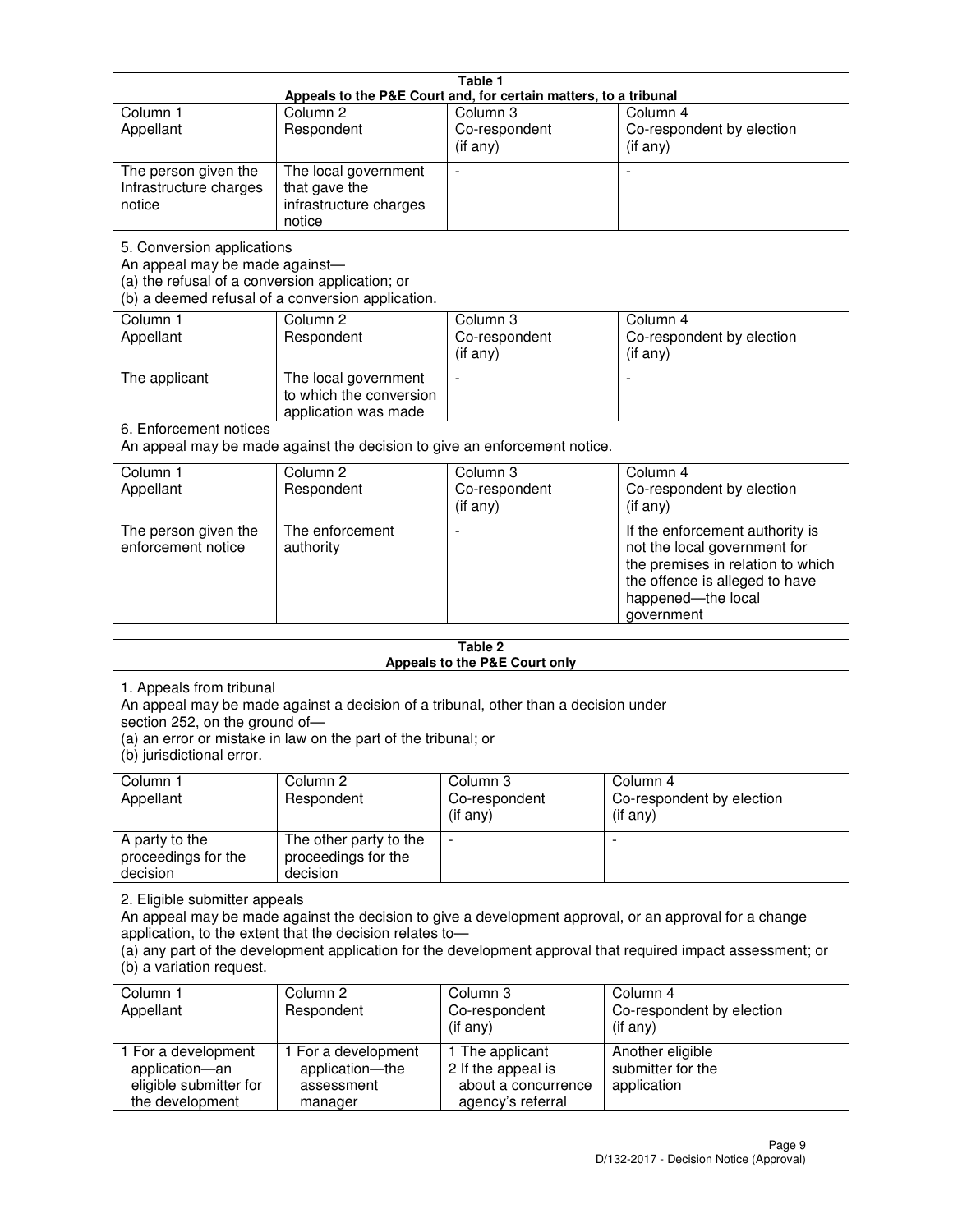**Table 1**
**Appeals to the P&E Court and, for certain matters, to a tribunal**

| Column 1 Appellant | Column 2 Respondent | Column 3 Co-respondent (if any) | Column 4 Co-respondent by election (if any) |
|---|---|---|---|
| The person given the Infrastructure charges notice | The local government that gave the infrastructure charges notice | - | - |

5. Conversion applications
An appeal may be made against—
(a) the refusal of a conversion application; or
(b) a deemed refusal of a conversion application.

| Column 1 Appellant | Column 2 Respondent | Column 3 Co-respondent (if any) | Column 4 Co-respondent by election (if any) |
|---|---|---|---|
| The applicant | The local government to which the conversion application was made | - | - |

6. Enforcement notices
An appeal may be made against the decision to give an enforcement notice.

| Column 1 Appellant | Column 2 Respondent | Column 3 Co-respondent (if any) | Column 4 Co-respondent by election (if any) |
|---|---|---|---|
| The person given the enforcement notice | The enforcement authority | - | If the enforcement authority is not the local government for the premises in relation to which the offence is alleged to have happened—the local government |

**Table 2**
**Appeals to the P&E Court only**

1. Appeals from tribunal
An appeal may be made against a decision of a tribunal, other than a decision under section 252, on the ground of—
(a) an error or mistake in law on the part of the tribunal; or
(b) jurisdictional error.

| Column 1 Appellant | Column 2 Respondent | Column 3 Co-respondent (if any) | Column 4 Co-respondent by election (if any) |
|---|---|---|---|
| A party to the proceedings for the decision | The other party to the proceedings for the decision | - | - |

2. Eligible submitter appeals
An appeal may be made against the decision to give a development approval, or an approval for a change application, to the extent that the decision relates to—
(a) any part of the development application for the development approval that required impact assessment; or
(b) a variation request.

| Column 1 Appellant | Column 2 Respondent | Column 3 Co-respondent (if any) | Column 4 Co-respondent by election (if any) |
|---|---|---|---|
| 1 For a development application—an eligible submitter for the development | 1 For a development application—the assessment manager | 1 The applicant<br>2 If the appeal is about a concurrence agency's referral | Another eligible submitter for the application |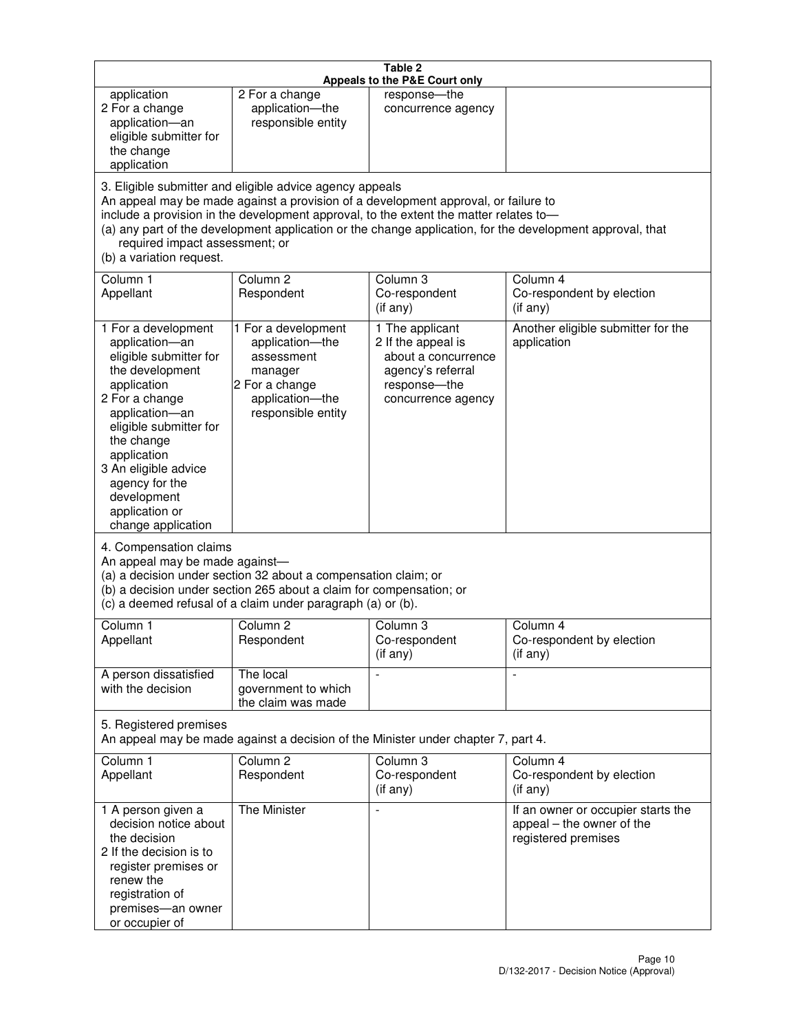**Table 2**
**Appeals to the P&E Court only**

| | | | |
|---|---|---|---|
| application<br>2 For a change application—an eligible submitter for the change application | 2 For a change application—the responsible entity | response—the concurrence agency | |

3. Eligible submitter and eligible advice agency appeals

An appeal may be made against a provision of a development approval, or failure to include a provision in the development approval, to the extent the matter relates to—
(a) any part of the development application or the change application, for the development approval, that required impact assessment; or
(b) a variation request.

| Column 1<br>Appellant | Column 2<br>Respondent | Column 3<br>Co-respondent<br>(if any) | Column 4<br>Co-respondent by election<br>(if any) |
|---|---|---|---|
| 1 For a development application—an eligible submitter for the development application<br>2 For a change application—an eligible submitter for the change application<br>3 An eligible advice agency for the development application or change application | 1 For a development application—the assessment manager<br>2 For a change application—the responsible entity | 1 The applicant<br>2 If the appeal is about a concurrence agency's referral response—the concurrence agency | Another eligible submitter for the application |

4. Compensation claims

An appeal may be made against—
(a) a decision under section 32 about a compensation claim; or
(b) a decision under section 265 about a claim for compensation; or
(c) a deemed refusal of a claim under paragraph (a) or (b).

| Column 1<br>Appellant | Column 2<br>Respondent | Column 3<br>Co-respondent<br>(if any) | Column 4<br>Co-respondent by election<br>(if any) |
|---|---|---|---|
| A person dissatisfied with the decision | The local government to which the claim was made | - | - |

5. Registered premises

An appeal may be made against a decision of the Minister under chapter 7, part 4.

| Column 1<br>Appellant | Column 2<br>Respondent | Column 3<br>Co-respondent<br>(if any) | Column 4<br>Co-respondent by election<br>(if any) |
|---|---|---|---|
| 1 A person given a decision notice about the decision<br>2 If the decision is to register premises or renew the registration of premises—an owner or occupier of | The Minister | - | If an owner or occupier starts the appeal – the owner of the registered premises |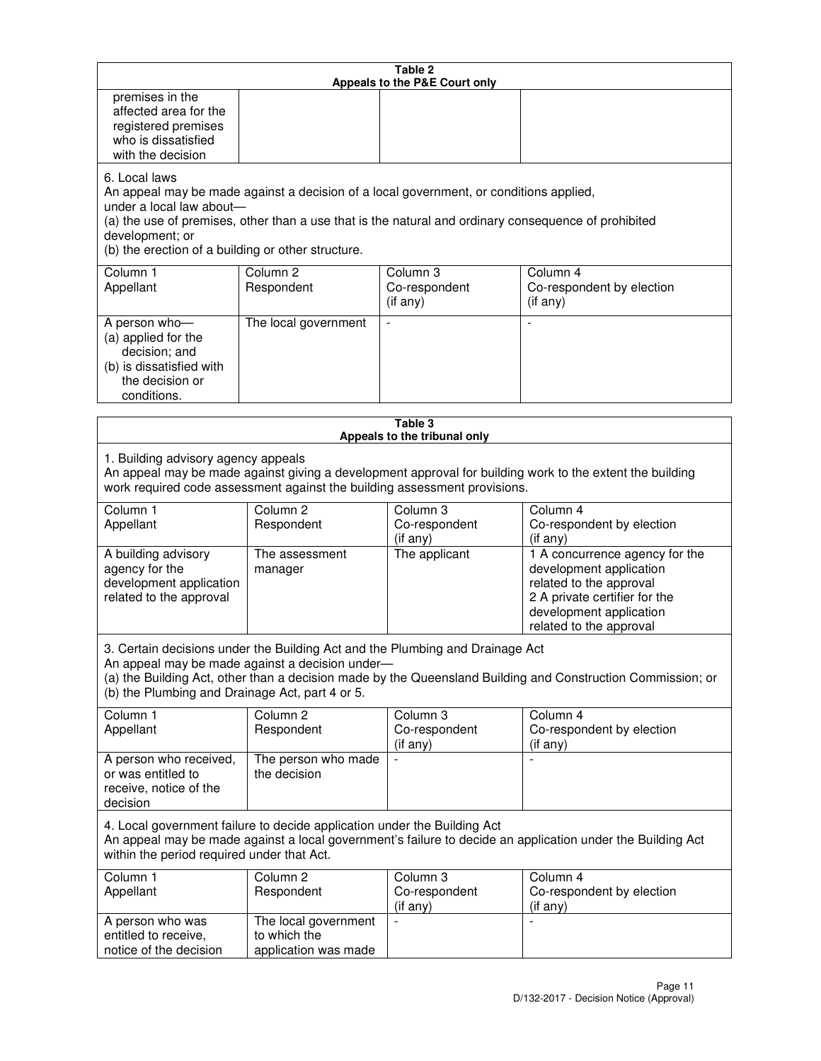| Table 2<br>Appeals to the P&E Court only | | | |
|---|---|---|---|
| premises in the affected area for the registered premises who is dissatisfied with the decision | | | |
| 6. Local laws<br>An appeal may be made against a decision of a local government, or conditions applied, under a local law about—<br>(a) the use of premises, other than a use that is the natural and ordinary consequence of prohibited development; or<br>(b) the erection of a building or other structure. | | | |
| Column 1<br>Appellant | Column 2<br>Respondent | Column 3<br>Co-respondent<br>(if any) | Column 4<br>Co-respondent by election<br>(if any) |
| A person who—<br>(a) applied for the decision; and<br>(b) is dissatisfied with the decision or conditions. | The local government | - | - |

| Table 3<br>Appeals to the tribunal only | | | |
|---|---|---|---|
| 1. Building advisory agency appeals<br>An appeal may be made against giving a development approval for building work to the extent the building work required code assessment against the building assessment provisions. | | | |
| Column 1<br>Appellant | Column 2<br>Respondent | Column 3<br>Co-respondent<br>(if any) | Column 4<br>Co-respondent by election<br>(if any) |
| A building advisory agency for the development application related to the approval | The assessment manager | The applicant | 1 A concurrence agency for the development application related to the approval<br>2 A private certifier for the development application related to the approval |
| 3. Certain decisions under the Building Act and the Plumbing and Drainage Act<br>An appeal may be made against a decision under—<br>(a) the Building Act, other than a decision made by the Queensland Building and Construction Commission; or<br>(b) the Plumbing and Drainage Act, part 4 or 5. | | | |
| Column 1<br>Appellant | Column 2<br>Respondent | Column 3<br>Co-respondent<br>(if any) | Column 4<br>Co-respondent by election<br>(if any) |
| A person who received, or was entitled to receive, notice of the decision | The person who made the decision | - | - |
| 4. Local government failure to decide application under the Building Act<br>An appeal may be made against a local government's failure to decide an application under the Building Act within the period required under that Act. | | | |
| Column 1<br>Appellant | Column 2<br>Respondent | Column 3<br>Co-respondent<br>(if any) | Column 4<br>Co-respondent by election<br>(if any) |
| A person who was entitled to receive, notice of the decision | The local government to which the application was made | - | - |